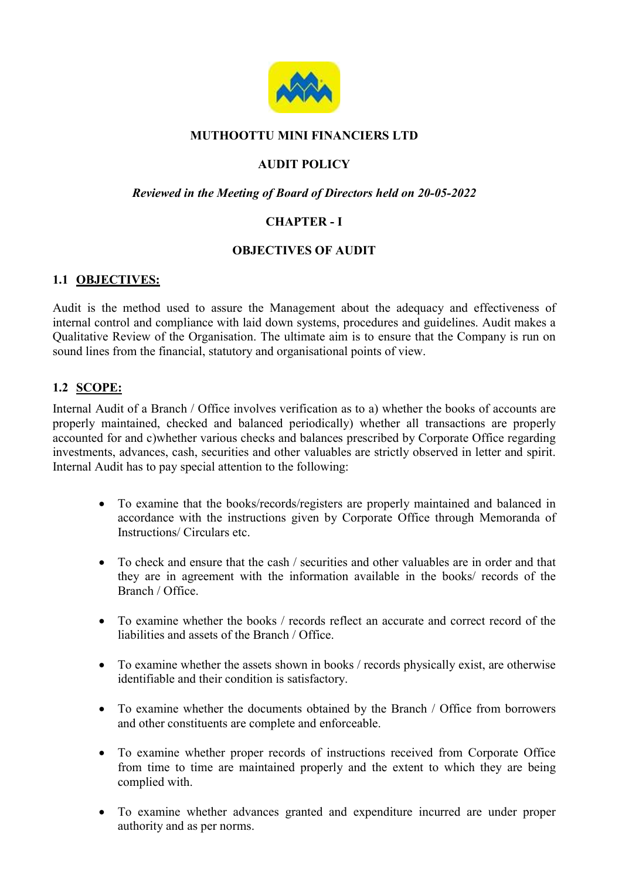# MUTHOOTTU MINI FINANCIERS LTD

## AUDIT POLICY

*Reviewed in the Meeting of Board of Directors held on 20-05-2022*

## CHAPTER - I

## OBJECTIVES OF AUDIT

### 1.1 OBJECTIVES:

Audit is the method used to assure the Management about the adequacy and effectiveness of internal control and compliance with laid down systems, procedures and guidelines. Audit makes a Qualitative Review of the Organisation. The ultimate aim is to ensure that the Company is run on sound lines from the financial, statutory and organisational points of view.

### 1.2 SCOPE:

Internal Audit of a Branch / Office involves verification as to a) whether the books of accounts are properly maintained, checked and balanced periodically) whether all transactions are properly accounted for and c)whether various checks and balances prescribed by Corporate Office regarding investments, advances, cash, securities and other valuables are strictly observed in letter and spirit. Internal Audit has to pay special attention to the following:

- To examine that the books/records/registers are properly maintained and balanced in accordance with the instructions given by Corporate Office through Memoranda of Instructions/ Circulars etc.
- To check and ensure that the cash / securities and other valuables are in order and that they are in agreement with the information available in the books/ records of the Branch / Office.
- To examine whether the books / records reflect an accurate and correct record of the liabilities and assets of the Branch / Office.
- To examine whether the assets shown in books / records physically exist, are otherwise identifiable and their condition is satisfactory.
- To examine whether the documents obtained by the Branch / Office from borrowers and other constituents are complete and enforceable.
- To examine whether proper records of instructions received from Corporate Office from time to time are maintained properly and the extent to which they are being complied with.
- To examine whether advances granted and expenditure incurred are under proper authority and as per norms.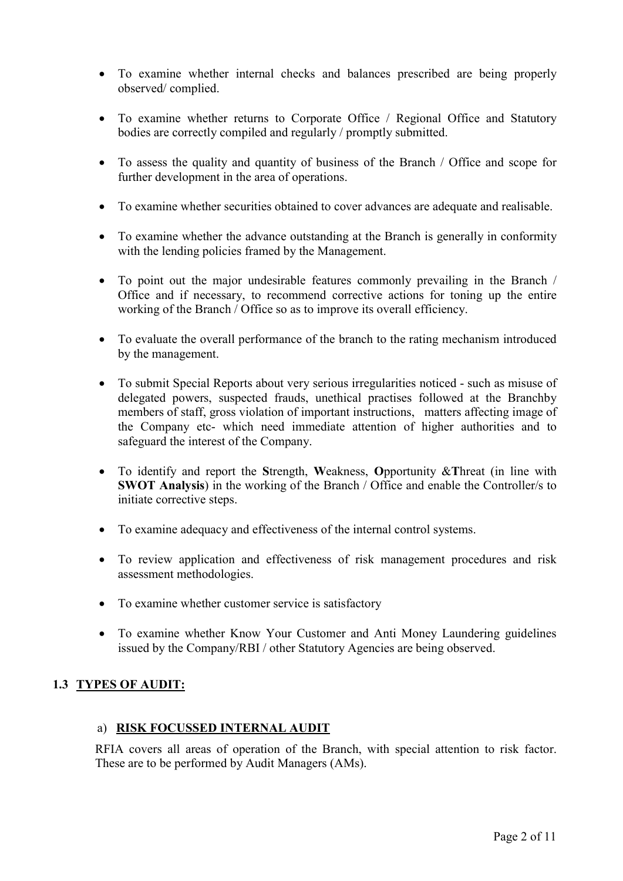- To examine whether internal checks and balances prescribed are being properly observed/ complied.
- To examine whether returns to Corporate Office / Regional Office and Statutory bodies are correctly compiled and regularly / promptly submitted.
- To assess the quality and quantity of business of the Branch / Office and scope for further development in the area of operations.
- To examine whether securities obtained to cover advances are adequate and realisable.
- To examine whether the advance outstanding at the Branch is generally in conformity with the lending policies framed by the Management.
- To point out the major undesirable features commonly prevailing in the Branch / Office and if necessary, to recommend corrective actions for toning up the entire working of the Branch / Office so as to improve its overall efficiency.
- To evaluate the overall performance of the branch to the rating mechanism introduced by the management.
- To submit Special Reports about very serious irregularities noticed - such as misuse of delegated powers, suspected frauds, unethical practises followed at the Branchby members of staff, gross violation of important instructions, matters affecting image of the Company etc- which need immediate attention of higher authorities and to safeguard the interest of the Company.
- To identify and report the **S**trength, **W**eakness, **O**pportunity &**T**hreat (in line with **SWOT Analysis**) in the working of the Branch / Office and enable the Controller/s to initiate corrective steps.
- To examine adequacy and effectiveness of the internal control systems.
- To review application and effectiveness of risk management procedures and risk assessment methodologies.
- To examine whether customer service is satisfactory
- To examine whether Know Your Customer and Anti Money Laundering guidelines issued by the Company/RBI / other Statutory Agencies are being observed.

### 1.3 TYPES OF AUDIT:

#### a) RISK FOCUSSED INTERNAL AUDIT

RFIA covers all areas of operation of the Branch, with special attention to risk factor. These are to be performed by Audit Managers (AMs).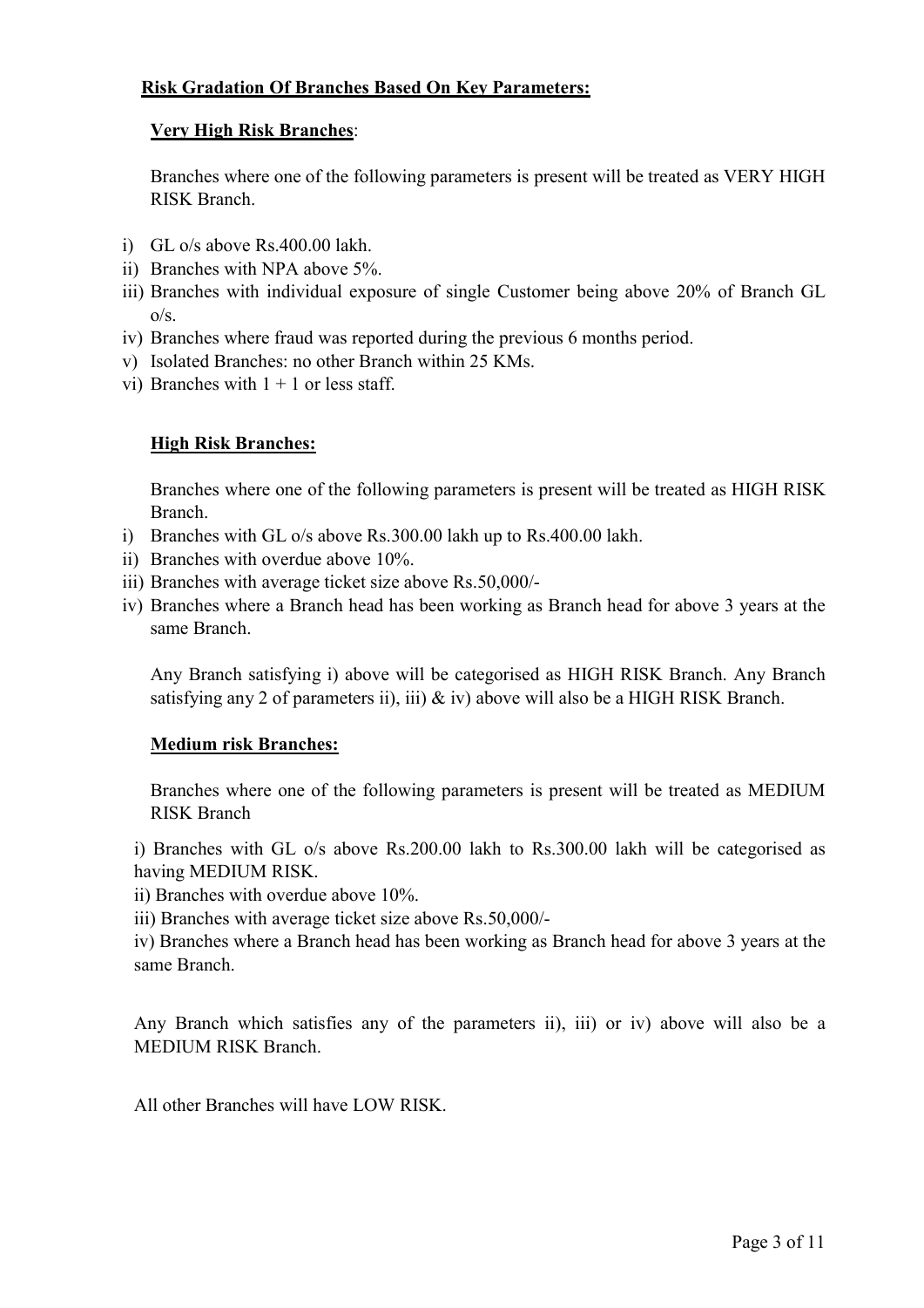## Risk Gradation Of Branches Based On Key Parameters:

### Very High Risk Branches:

Branches where one of the following parameters is present will be treated as VERY HIGH RISK Branch.

i) GL o/s above Rs.400.00 lakh.
ii) Branches with NPA above 5%.
iii) Branches with individual exposure of single Customer being above 20% of Branch GL o/s.
iv) Branches where fraud was reported during the previous 6 months period.
v) Isolated Branches: no other Branch within 25 KMs.
vi) Branches with 1 + 1 or less staff.

### High Risk Branches:

Branches where one of the following parameters is present will be treated as HIGH RISK Branch.

i) Branches with GL o/s above Rs.300.00 lakh up to Rs.400.00 lakh.
ii) Branches with overdue above 10%.
iii) Branches with average ticket size above Rs.50,000/-
iv) Branches where a Branch head has been working as Branch head for above 3 years at the same Branch.

Any Branch satisfying i) above will be categorised as HIGH RISK Branch. Any Branch satisfying any 2 of parameters ii), iii) & iv) above will also be a HIGH RISK Branch.

### Medium risk Branches:

Branches where one of the following parameters is present will be treated as MEDIUM RISK Branch

i) Branches with GL o/s above Rs.200.00 lakh to Rs.300.00 lakh will be categorised as having MEDIUM RISK.
ii) Branches with overdue above 10%.
iii) Branches with average ticket size above Rs.50,000/-
iv) Branches where a Branch head has been working as Branch head for above 3 years at the same Branch.

Any Branch which satisfies any of the parameters ii), iii) or iv) above will also be a MEDIUM RISK Branch.

All other Branches will have LOW RISK.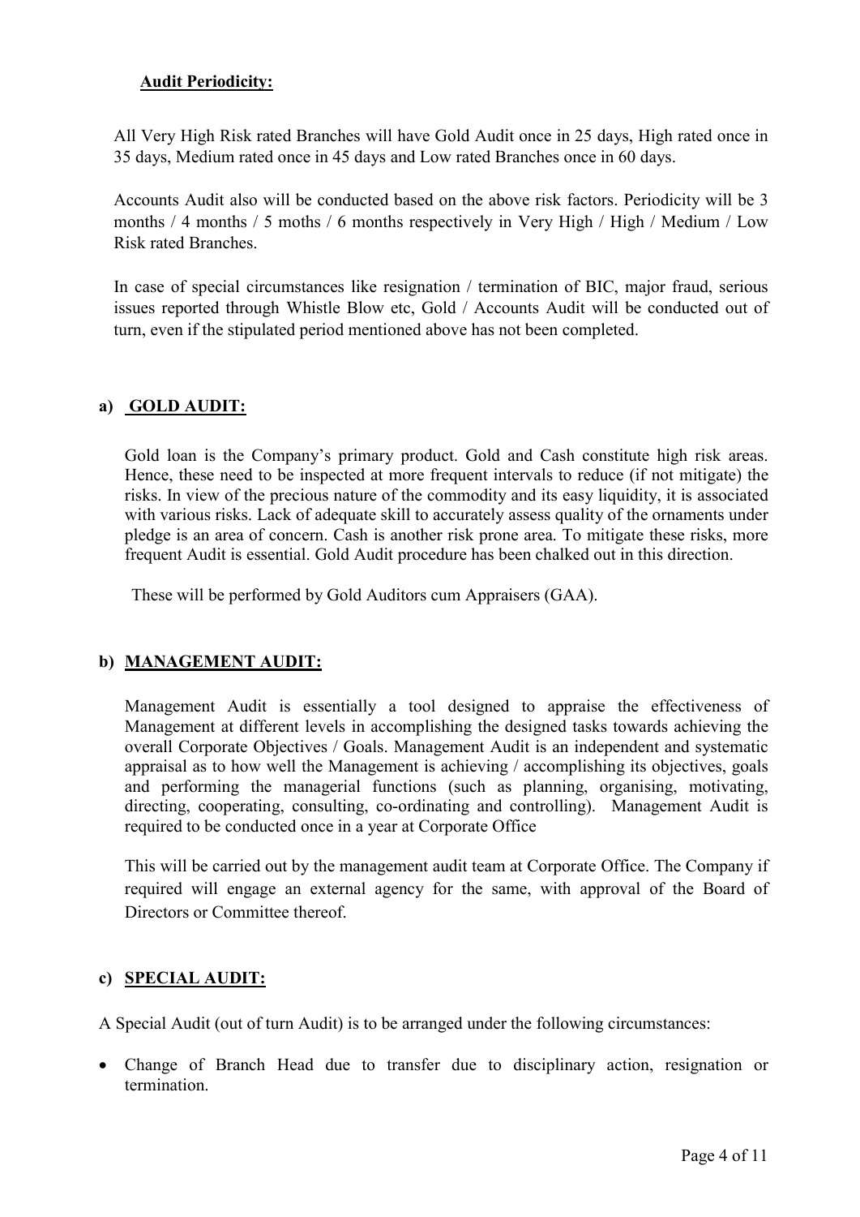**Audit Periodicity:**

All Very High Risk rated Branches will have Gold Audit once in 25 days, High rated once in 35 days, Medium rated once in 45 days and Low rated Branches once in 60 days.

Accounts Audit also will be conducted based on the above risk factors. Periodicity will be 3 months / 4 months / 5 moths / 6 months respectively in Very High / High / Medium / Low Risk rated Branches.

In case of special circumstances like resignation / termination of BIC, major fraud, serious issues reported through Whistle Blow etc, Gold / Accounts Audit will be conducted out of turn, even if the stipulated period mentioned above has not been completed.

### a) GOLD AUDIT:

Gold loan is the Company's primary product. Gold and Cash constitute high risk areas. Hence, these need to be inspected at more frequent intervals to reduce (if not mitigate) the risks. In view of the precious nature of the commodity and its easy liquidity, it is associated with various risks. Lack of adequate skill to accurately assess quality of the ornaments under pledge is an area of concern. Cash is another risk prone area. To mitigate these risks, more frequent Audit is essential. Gold Audit procedure has been chalked out in this direction.

These will be performed by Gold Auditors cum Appraisers (GAA).

### b) MANAGEMENT AUDIT:

Management Audit is essentially a tool designed to appraise the effectiveness of Management at different levels in accomplishing the designed tasks towards achieving the overall Corporate Objectives / Goals. Management Audit is an independent and systematic appraisal as to how well the Management is achieving / accomplishing its objectives, goals and performing the managerial functions (such as planning, organising, motivating, directing, cooperating, consulting, co-ordinating and controlling). Management Audit is required to be conducted once in a year at Corporate Office

This will be carried out by the management audit team at Corporate Office. The Company if required will engage an external agency for the same, with approval of the Board of Directors or Committee thereof.

### c) SPECIAL AUDIT:

A Special Audit (out of turn Audit) is to be arranged under the following circumstances:

- Change of Branch Head due to transfer due to disciplinary action, resignation or termination.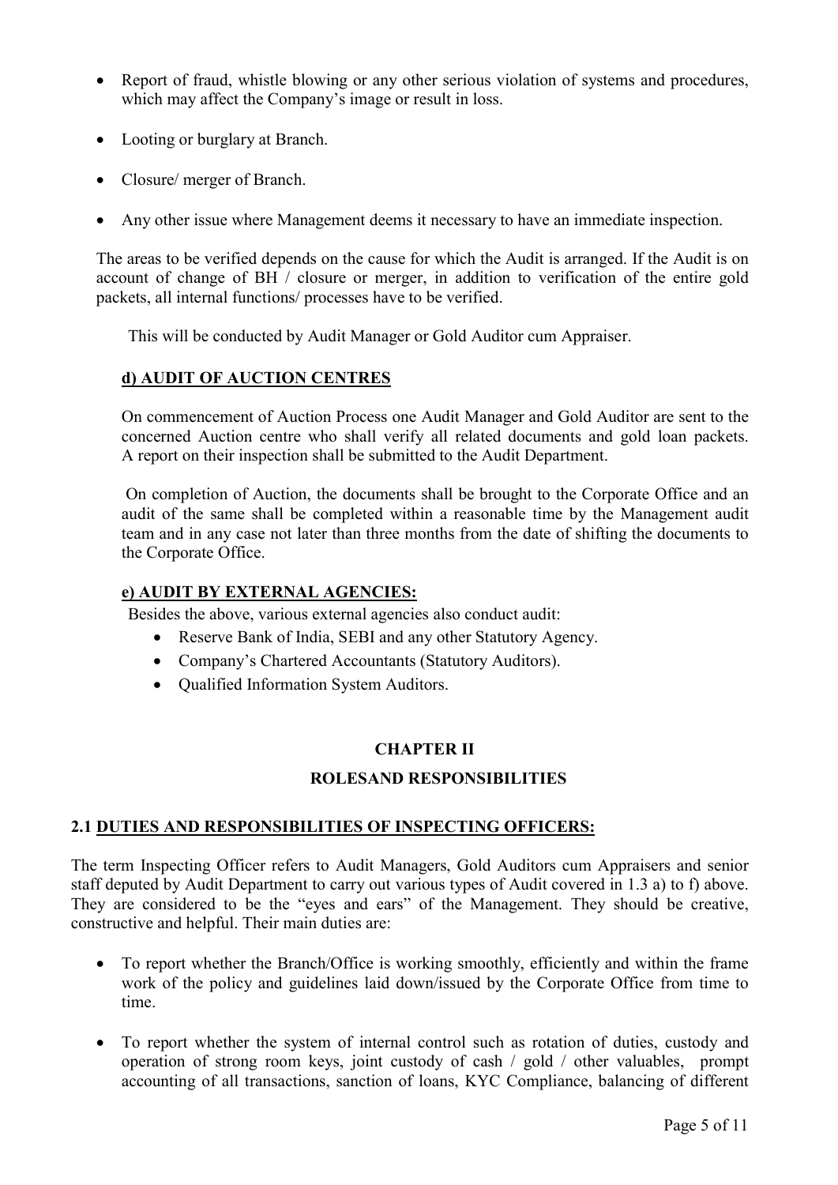- Report of fraud, whistle blowing or any other serious violation of systems and procedures, which may affect the Company's image or result in loss.

- Looting or burglary at Branch.

- Closure/ merger of Branch.

- Any other issue where Management deems it necessary to have an immediate inspection.

The areas to be verified depends on the cause for which the Audit is arranged. If the Audit is on account of change of BH / closure or merger, in addition to verification of the entire gold packets, all internal functions/ processes have to be verified.

This will be conducted by Audit Manager or Gold Auditor cum Appraiser.

### d) AUDIT OF AUCTION CENTRES

On commencement of Auction Process one Audit Manager and Gold Auditor are sent to the concerned Auction centre who shall verify all related documents and gold loan packets. A report on their inspection shall be submitted to the Audit Department.

On completion of Auction, the documents shall be brought to the Corporate Office and an audit of the same shall be completed within a reasonable time by the Management audit team and in any case not later than three months from the date of shifting the documents to the Corporate Office.

### e) AUDIT BY EXTERNAL AGENCIES:

Besides the above, various external agencies also conduct audit:

- Reserve Bank of India, SEBI and any other Statutory Agency.
- Company's Chartered Accountants (Statutory Auditors).
- Qualified Information System Auditors.

## CHAPTER II

## ROLESAND RESPONSIBILITIES

### 2.1 DUTIES AND RESPONSIBILITIES OF INSPECTING OFFICERS:

The term Inspecting Officer refers to Audit Managers, Gold Auditors cum Appraisers and senior staff deputed by Audit Department to carry out various types of Audit covered in 1.3 a) to f) above. They are considered to be the "eyes and ears" of the Management. They should be creative, constructive and helpful. Their main duties are:

- To report whether the Branch/Office is working smoothly, efficiently and within the frame work of the policy and guidelines laid down/issued by the Corporate Office from time to time.

- To report whether the system of internal control such as rotation of duties, custody and operation of strong room keys, joint custody of cash / gold / other valuables, prompt accounting of all transactions, sanction of loans, KYC Compliance, balancing of different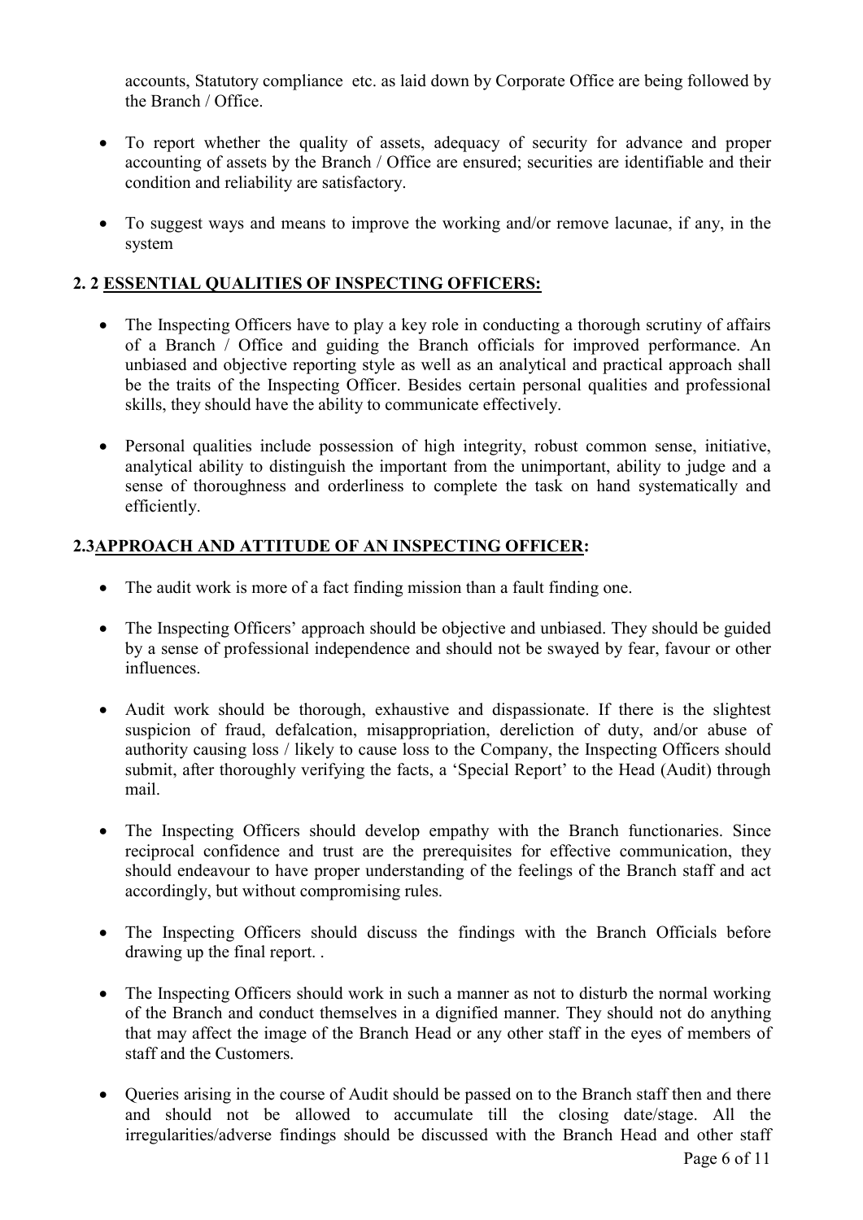accounts, Statutory compliance etc. as laid down by Corporate Office are being followed by the Branch / Office.

- To report whether the quality of assets, adequacy of security for advance and proper accounting of assets by the Branch / Office are ensured; securities are identifiable and their condition and reliability are satisfactory.
- To suggest ways and means to improve the working and/or remove lacunae, if any, in the system

## 2. 2 ESSENTIAL QUALITIES OF INSPECTING OFFICERS:

- The Inspecting Officers have to play a key role in conducting a thorough scrutiny of affairs of a Branch / Office and guiding the Branch officials for improved performance. An unbiased and objective reporting style as well as an analytical and practical approach shall be the traits of the Inspecting Officer. Besides certain personal qualities and professional skills, they should have the ability to communicate effectively.
- Personal qualities include possession of high integrity, robust common sense, initiative, analytical ability to distinguish the important from the unimportant, ability to judge and a sense of thoroughness and orderliness to complete the task on hand systematically and efficiently.

## 2.3APPROACH AND ATTITUDE OF AN INSPECTING OFFICER:

- The audit work is more of a fact finding mission than a fault finding one.
- The Inspecting Officers' approach should be objective and unbiased. They should be guided by a sense of professional independence and should not be swayed by fear, favour or other influences.
- Audit work should be thorough, exhaustive and dispassionate. If there is the slightest suspicion of fraud, defalcation, misappropriation, dereliction of duty, and/or abuse of authority causing loss / likely to cause loss to the Company, the Inspecting Officers should submit, after thoroughly verifying the facts, a 'Special Report' to the Head (Audit) through mail.
- The Inspecting Officers should develop empathy with the Branch functionaries. Since reciprocal confidence and trust are the prerequisites for effective communication, they should endeavour to have proper understanding of the feelings of the Branch staff and act accordingly, but without compromising rules.
- The Inspecting Officers should discuss the findings with the Branch Officials before drawing up the final report. .
- The Inspecting Officers should work in such a manner as not to disturb the normal working of the Branch and conduct themselves in a dignified manner. They should not do anything that may affect the image of the Branch Head or any other staff in the eyes of members of staff and the Customers.
- Queries arising in the course of Audit should be passed on to the Branch staff then and there and should not be allowed to accumulate till the closing date/stage. All the irregularities/adverse findings should be discussed with the Branch Head and other staff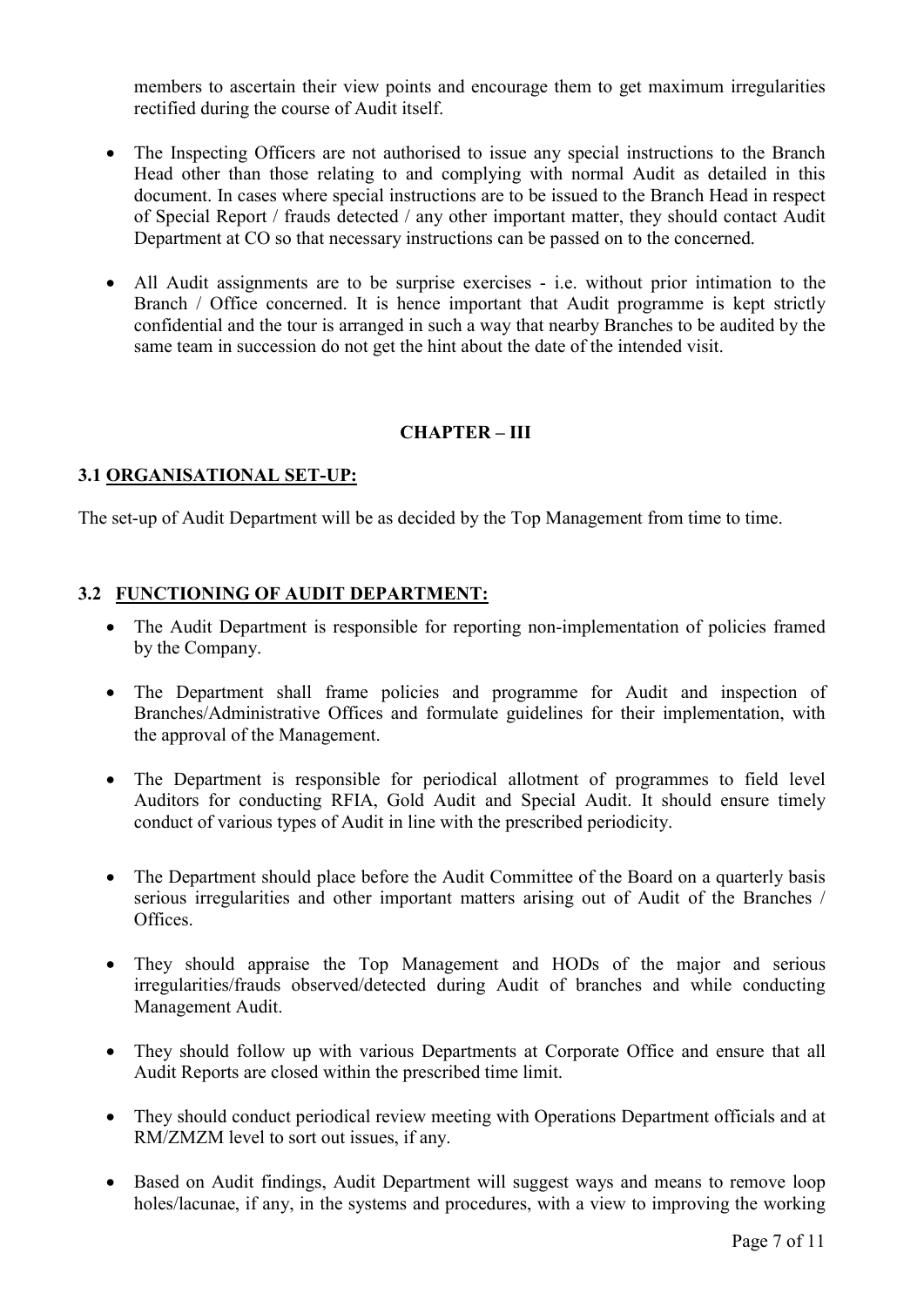members to ascertain their view points and encourage them to get maximum irregularities rectified during the course of Audit itself.

- The Inspecting Officers are not authorised to issue any special instructions to the Branch Head other than those relating to and complying with normal Audit as detailed in this document. In cases where special instructions are to be issued to the Branch Head in respect of Special Report / frauds detected / any other important matter, they should contact Audit Department at CO so that necessary instructions can be passed on to the concerned.

- All Audit assignments are to be surprise exercises - i.e. without prior intimation to the Branch / Office concerned. It is hence important that Audit programme is kept strictly confidential and the tour is arranged in such a way that nearby Branches to be audited by the same team in succession do not get the hint about the date of the intended visit.

## CHAPTER – III

### 3.1 ORGANISATIONAL SET-UP:

The set-up of Audit Department will be as decided by the Top Management from time to time.

### 3.2 FUNCTIONING OF AUDIT DEPARTMENT:

- The Audit Department is responsible for reporting non-implementation of policies framed by the Company.

- The Department shall frame policies and programme for Audit and inspection of Branches/Administrative Offices and formulate guidelines for their implementation, with the approval of the Management.

- The Department is responsible for periodical allotment of programmes to field level Auditors for conducting RFIA, Gold Audit and Special Audit. It should ensure timely conduct of various types of Audit in line with the prescribed periodicity.

- The Department should place before the Audit Committee of the Board on a quarterly basis serious irregularities and other important matters arising out of Audit of the Branches / Offices.

- They should appraise the Top Management and HODs of the major and serious irregularities/frauds observed/detected during Audit of branches and while conducting Management Audit.

- They should follow up with various Departments at Corporate Office and ensure that all Audit Reports are closed within the prescribed time limit.

- They should conduct periodical review meeting with Operations Department officials and at RM/ZMZM level to sort out issues, if any.

- Based on Audit findings, Audit Department will suggest ways and means to remove loop holes/lacunae, if any, in the systems and procedures, with a view to improving the working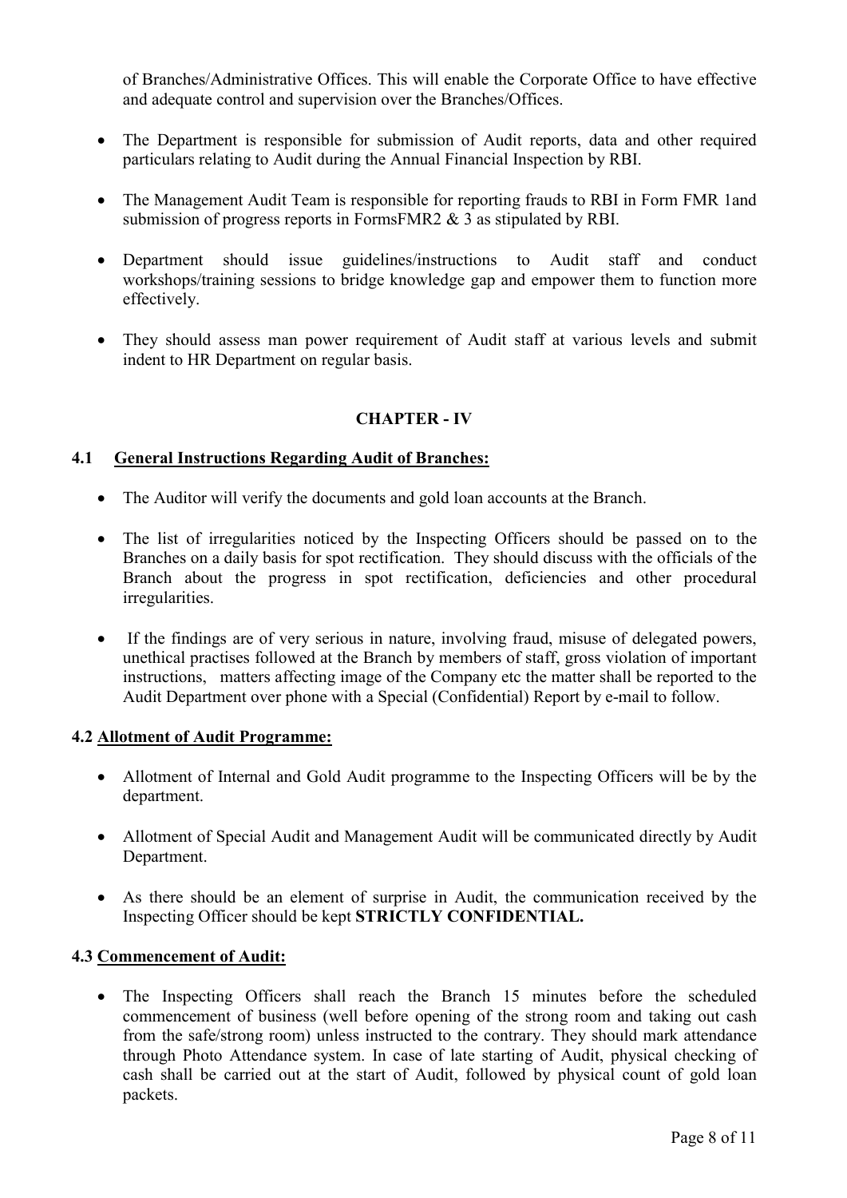of Branches/Administrative Offices. This will enable the Corporate Office to have effective and adequate control and supervision over the Branches/Offices.

- The Department is responsible for submission of Audit reports, data and other required particulars relating to Audit during the Annual Financial Inspection by RBI.
- The Management Audit Team is responsible for reporting frauds to RBI in Form FMR 1and submission of progress reports in FormsFMR2 & 3 as stipulated by RBI.
- Department should issue guidelines/instructions to Audit staff and conduct workshops/training sessions to bridge knowledge gap and empower them to function more effectively.
- They should assess man power requirement of Audit staff at various levels and submit indent to HR Department on regular basis.

## CHAPTER - IV

### 4.1 General Instructions Regarding Audit of Branches:

- The Auditor will verify the documents and gold loan accounts at the Branch.
- The list of irregularities noticed by the Inspecting Officers should be passed on to the Branches on a daily basis for spot rectification. They should discuss with the officials of the Branch about the progress in spot rectification, deficiencies and other procedural irregularities.
- If the findings are of very serious in nature, involving fraud, misuse of delegated powers, unethical practises followed at the Branch by members of staff, gross violation of important instructions, matters affecting image of the Company etc the matter shall be reported to the Audit Department over phone with a Special (Confidential) Report by e-mail to follow.

### 4.2 Allotment of Audit Programme:

- Allotment of Internal and Gold Audit programme to the Inspecting Officers will be by the department.
- Allotment of Special Audit and Management Audit will be communicated directly by Audit Department.
- As there should be an element of surprise in Audit, the communication received by the Inspecting Officer should be kept **STRICTLY CONFIDENTIAL.**

### 4.3 Commencement of Audit:

- The Inspecting Officers shall reach the Branch 15 minutes before the scheduled commencement of business (well before opening of the strong room and taking out cash from the safe/strong room) unless instructed to the contrary. They should mark attendance through Photo Attendance system. In case of late starting of Audit, physical checking of cash shall be carried out at the start of Audit, followed by physical count of gold loan packets.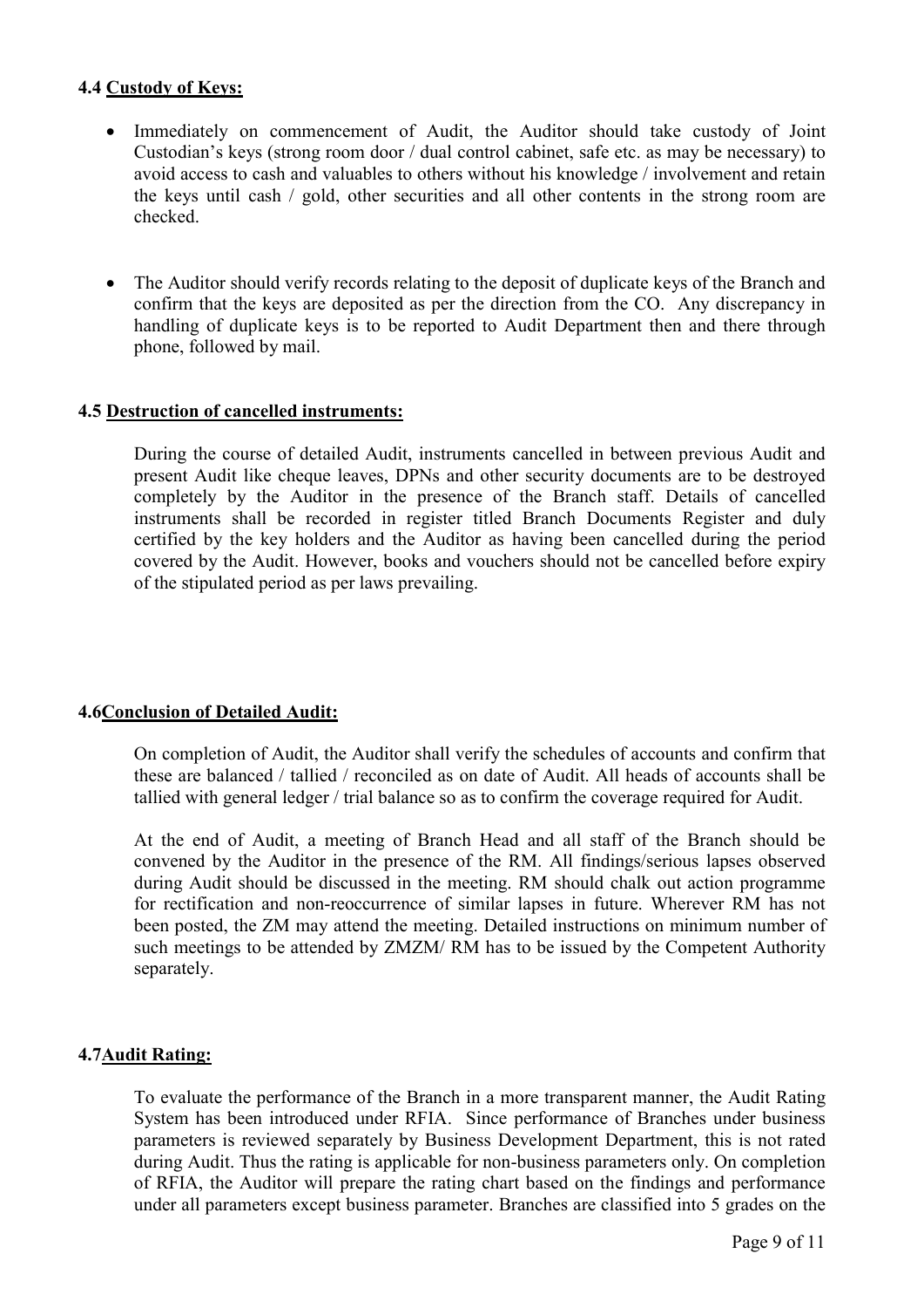### 4.4 Custody of Keys:

- Immediately on commencement of Audit, the Auditor should take custody of Joint Custodian's keys (strong room door / dual control cabinet, safe etc. as may be necessary) to avoid access to cash and valuables to others without his knowledge / involvement and retain the keys until cash / gold, other securities and all other contents in the strong room are checked.

- The Auditor should verify records relating to the deposit of duplicate keys of the Branch and confirm that the keys are deposited as per the direction from the CO. Any discrepancy in handling of duplicate keys is to be reported to Audit Department then and there through phone, followed by mail.

### 4.5 Destruction of cancelled instruments:

During the course of detailed Audit, instruments cancelled in between previous Audit and present Audit like cheque leaves, DPNs and other security documents are to be destroyed completely by the Auditor in the presence of the Branch staff. Details of cancelled instruments shall be recorded in register titled Branch Documents Register and duly certified by the key holders and the Auditor as having been cancelled during the period covered by the Audit. However, books and vouchers should not be cancelled before expiry of the stipulated period as per laws prevailing.

### 4.6 Conclusion of Detailed Audit:

On completion of Audit, the Auditor shall verify the schedules of accounts and confirm that these are balanced / tallied / reconciled as on date of Audit. All heads of accounts shall be tallied with general ledger / trial balance so as to confirm the coverage required for Audit.

At the end of Audit, a meeting of Branch Head and all staff of the Branch should be convened by the Auditor in the presence of the RM. All findings/serious lapses observed during Audit should be discussed in the meeting. RM should chalk out action programme for rectification and non-reoccurrence of similar lapses in future. Wherever RM has not been posted, the ZM may attend the meeting. Detailed instructions on minimum number of such meetings to be attended by ZMZM/ RM has to be issued by the Competent Authority separately.

### 4.7 Audit Rating:

To evaluate the performance of the Branch in a more transparent manner, the Audit Rating System has been introduced under RFIA. Since performance of Branches under business parameters is reviewed separately by Business Development Department, this is not rated during Audit. Thus the rating is applicable for non-business parameters only. On completion of RFIA, the Auditor will prepare the rating chart based on the findings and performance under all parameters except business parameter. Branches are classified into 5 grades on the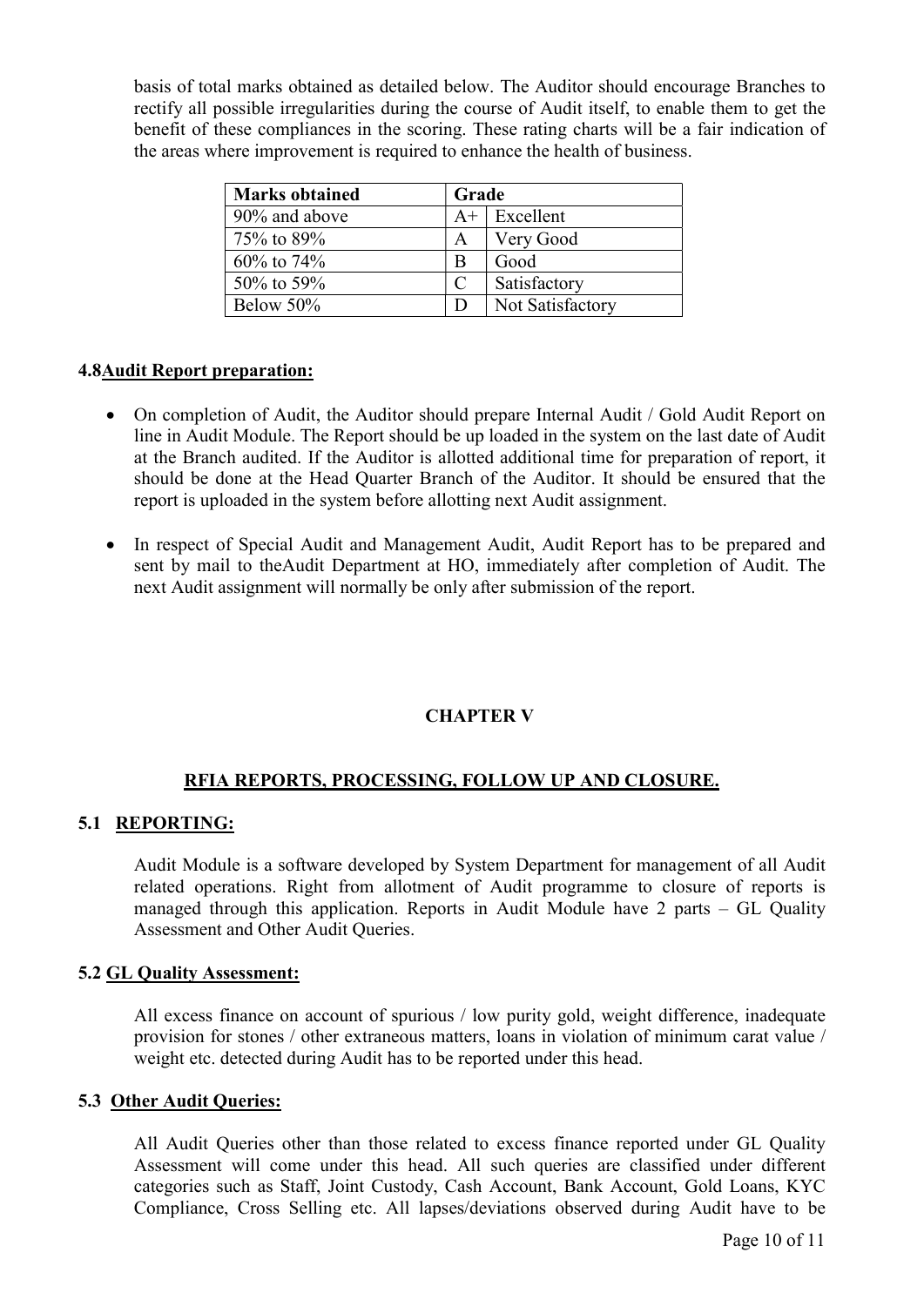basis of total marks obtained as detailed below. The Auditor should encourage Branches to rectify all possible irregularities during the course of Audit itself, to enable them to get the benefit of these compliances in the scoring. These rating charts will be a fair indication of the areas where improvement is required to enhance the health of business.

| Marks obtained | Grade | |
|---|---|---|
| 90% and above | A+ | Excellent |
| 75% to 89% | A | Very Good |
| 60% to 74% | B | Good |
| 50% to 59% | C | Satisfactory |
| Below 50% | D | Not Satisfactory |

### 4.8 Audit Report preparation:

- On completion of Audit, the Auditor should prepare Internal Audit / Gold Audit Report on line in Audit Module. The Report should be up loaded in the system on the last date of Audit at the Branch audited. If the Auditor is allotted additional time for preparation of report, it should be done at the Head Quarter Branch of the Auditor. It should be ensured that the report is uploaded in the system before allotting next Audit assignment.

- In respect of Special Audit and Management Audit, Audit Report has to be prepared and sent by mail to theAudit Department at HO, immediately after completion of Audit. The next Audit assignment will normally be only after submission of the report.

## CHAPTER V

## RFIA REPORTS, PROCESSING, FOLLOW UP AND CLOSURE.

### 5.1 REPORTING:

Audit Module is a software developed by System Department for management of all Audit related operations. Right from allotment of Audit programme to closure of reports is managed through this application. Reports in Audit Module have 2 parts – GL Quality Assessment and Other Audit Queries.

### 5.2 GL Quality Assessment:

All excess finance on account of spurious / low purity gold, weight difference, inadequate provision for stones / other extraneous matters, loans in violation of minimum carat value / weight etc. detected during Audit has to be reported under this head.

### 5.3 Other Audit Queries:

All Audit Queries other than those related to excess finance reported under GL Quality Assessment will come under this head. All such queries are classified under different categories such as Staff, Joint Custody, Cash Account, Bank Account, Gold Loans, KYC Compliance, Cross Selling etc. All lapses/deviations observed during Audit have to be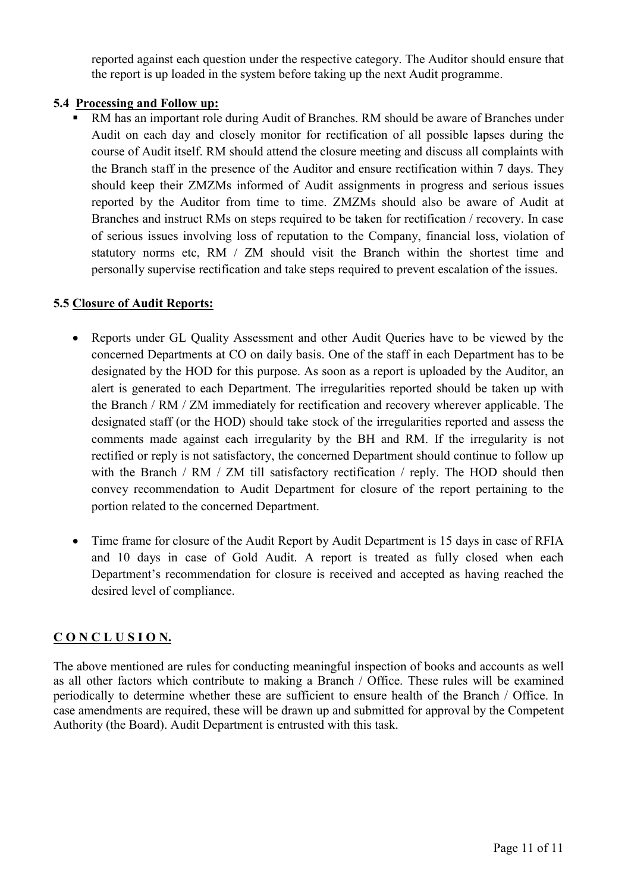reported against each question under the respective category. The Auditor should ensure that the report is up loaded in the system before taking up the next Audit programme.

### 5.4 Processing and Follow up:

- RM has an important role during Audit of Branches. RM should be aware of Branches under Audit on each day and closely monitor for rectification of all possible lapses during the course of Audit itself. RM should attend the closure meeting and discuss all complaints with the Branch staff in the presence of the Auditor and ensure rectification within 7 days. They should keep their ZMZMs informed of Audit assignments in progress and serious issues reported by the Auditor from time to time. ZMZMs should also be aware of Audit at Branches and instruct RMs on steps required to be taken for rectification / recovery. In case of serious issues involving loss of reputation to the Company, financial loss, violation of statutory norms etc, RM / ZM should visit the Branch within the shortest time and personally supervise rectification and take steps required to prevent escalation of the issues.

### 5.5 Closure of Audit Reports:

- Reports under GL Quality Assessment and other Audit Queries have to be viewed by the concerned Departments at CO on daily basis. One of the staff in each Department has to be designated by the HOD for this purpose. As soon as a report is uploaded by the Auditor, an alert is generated to each Department. The irregularities reported should be taken up with the Branch / RM / ZM immediately for rectification and recovery wherever applicable. The designated staff (or the HOD) should take stock of the irregularities reported and assess the comments made against each irregularity by the BH and RM. If the irregularity is not rectified or reply is not satisfactory, the concerned Department should continue to follow up with the Branch / RM / ZM till satisfactory rectification / reply. The HOD should then convey recommendation to Audit Department for closure of the report pertaining to the portion related to the concerned Department.

- Time frame for closure of the Audit Report by Audit Department is 15 days in case of RFIA and 10 days in case of Gold Audit. A report is treated as fully closed when each Department's recommendation for closure is received and accepted as having reached the desired level of compliance.

## C O N C L U S I O N.

The above mentioned are rules for conducting meaningful inspection of books and accounts as well as all other factors which contribute to making a Branch / Office. These rules will be examined periodically to determine whether these are sufficient to ensure health of the Branch / Office. In case amendments are required, these will be drawn up and submitted for approval by the Competent Authority (the Board). Audit Department is entrusted with this task.